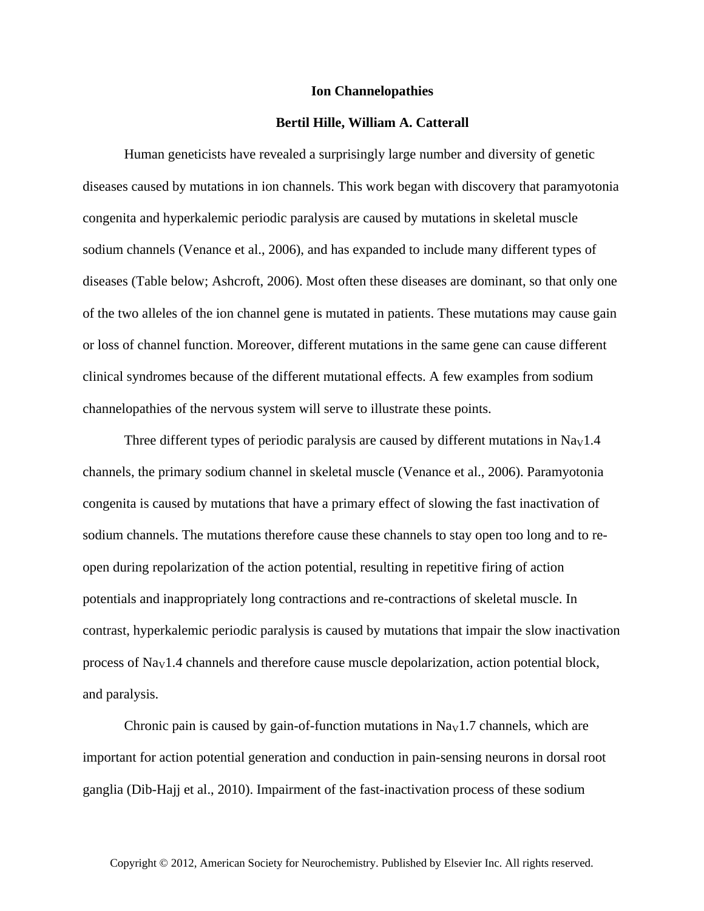# Ion Channelopathies

**Bertil Hille, William A. Catterall**

Human geneticists have revealed a surprisingly large number and diversity of genetic diseases caused by mutations in ion channels. This work began with discovery that paramyotonia congenita and hyperkalemic periodic paralysis are caused by mutations in skeletal muscle sodium channels (Venance et al., 2006), and has expanded to include many different types of diseases (Table below; Ashcroft, 2006). Most often these diseases are dominant, so that only one of the two alleles of the ion channel gene is mutated in patients. These mutations may cause gain or loss of channel function. Moreover, different mutations in the same gene can cause different clinical syndromes because of the different mutational effects. A few examples from sodium channelopathies of the nervous system will serve to illustrate these points.

Three different types of periodic paralysis are caused by different mutations in $Na_V1.4$ channels, the primary sodium channel in skeletal muscle (Venance et al., 2006). Paramyotonia congenita is caused by mutations that have a primary effect of slowing the fast inactivation of sodium channels. The mutations therefore cause these channels to stay open too long and to re-open during repolarization of the action potential, resulting in repetitive firing of action potentials and inappropriately long contractions and re-contractions of skeletal muscle. In contrast, hyperkalemic periodic paralysis is caused by mutations that impair the slow inactivation process of $Na_V1.4$ channels and therefore cause muscle depolarization, action potential block, and paralysis.

Chronic pain is caused by gain-of-function mutations in $Na_V1.7$ channels, which are important for action potential generation and conduction in pain-sensing neurons in dorsal root ganglia (Dib-Hajj et al., 2010). Impairment of the fast-inactivation process of these sodium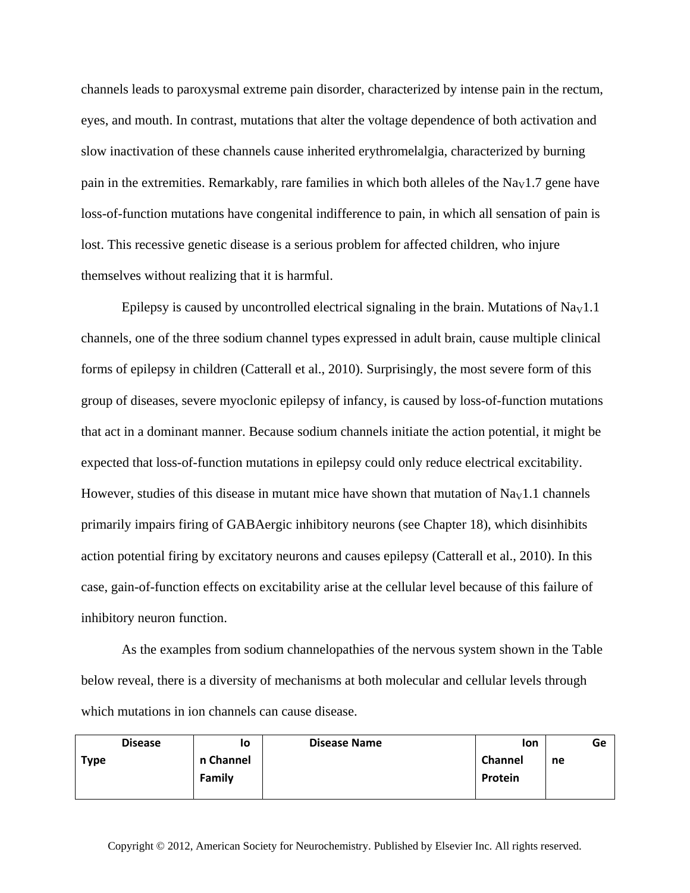channels leads to paroxysmal extreme pain disorder, characterized by intense pain in the rectum, eyes, and mouth. In contrast, mutations that alter the voltage dependence of both activation and slow inactivation of these channels cause inherited erythromelalgia, characterized by burning pain in the extremities. Remarkably, rare families in which both alleles of the $Na_V1.7$ gene have loss-of-function mutations have congenital indifference to pain, in which all sensation of pain is lost. This recessive genetic disease is a serious problem for affected children, who injure themselves without realizing that it is harmful.

Epilepsy is caused by uncontrolled electrical signaling in the brain. Mutations of $Na_V1.1$ channels, one of the three sodium channel types expressed in adult brain, cause multiple clinical forms of epilepsy in children (Catterall et al., 2010). Surprisingly, the most severe form of this group of diseases, severe myoclonic epilepsy of infancy, is caused by loss-of-function mutations that act in a dominant manner. Because sodium channels initiate the action potential, it might be expected that loss-of-function mutations in epilepsy could only reduce electrical excitability. However, studies of this disease in mutant mice have shown that mutation of $Na_V1.1$ channels primarily impairs firing of GABAergic inhibitory neurons (see Chapter 18), which disinhibits action potential firing by excitatory neurons and causes epilepsy (Catterall et al., 2010). In this case, gain-of-function effects on excitability arise at the cellular level because of this failure of inhibitory neuron function.

As the examples from sodium channelopathies of the nervous system shown in the Table below reveal, there is a diversity of mechanisms at both molecular and cellular levels through which mutations in ion channels can cause disease.

| Disease Type | Ion Channel Family | Disease Name | Ion Channel Protein | Gene |
|---|---|---|---|---|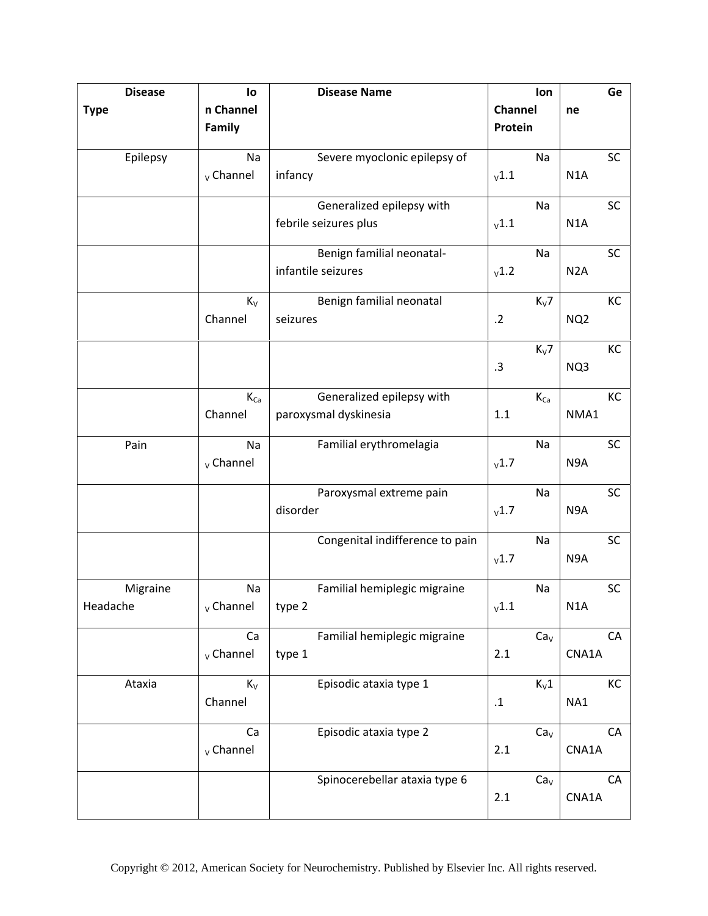| Disease Type | Ion Channel Family | Disease Name | Ion Channel Protein | Gene |
|---|---|---|---|---|
| Epilepsy | $Na_V$ Channel | Severe myoclonic epilepsy of infancy | $Na_V1.1$ | SCN1A |
| | | Generalized epilepsy with febrile seizures plus | $Na_V1.1$ | SCN1A |
| | | Benign familial neonatal-infantile seizures | $Na_V1.2$ | SCN2A |
| | $K_V$ Channel | Benign familial neonatal seizures | $K_V7.2$ | KCNQ2 |
| | | | $K_V7.3$ | KCNQ3 |
| | $K_{Ca}$ Channel | Generalized epilepsy with paroxysmal dyskinesia | $K_{Ca}1.1$ | KCNMA1 |
| Pain | $Na_V$ Channel | Familial erythromelagia | $Na_V1.7$ | SCN9A |
| | | Paroxysmal extreme pain disorder | $Na_V1.7$ | SCN9A |
| | | Congenital indifference to pain | $Na_V1.7$ | SCN9A |
| Migraine Headache | $Na_V$ Channel | Familial hemiplegic migraine type 2 | $Na_V1.1$ | SCN1A |
| | $Ca_V$ Channel | Familial hemiplegic migraine type 1 | $Ca_V2.1$ | CACNA1A |
| Ataxia | $K_V$ Channel | Episodic ataxia type 1 | $K_V1.1$ | KCNA1 |
| | $Ca_V$ Channel | Episodic ataxia type 2 | $Ca_V2.1$ | CACNA1A |
| | | Spinocerebellar ataxia type 6 | $Ca_V2.1$ | CACNA1A |

Copyright © 2012, American Society for Neurochemistry. Published by Elsevier Inc. All rights reserved.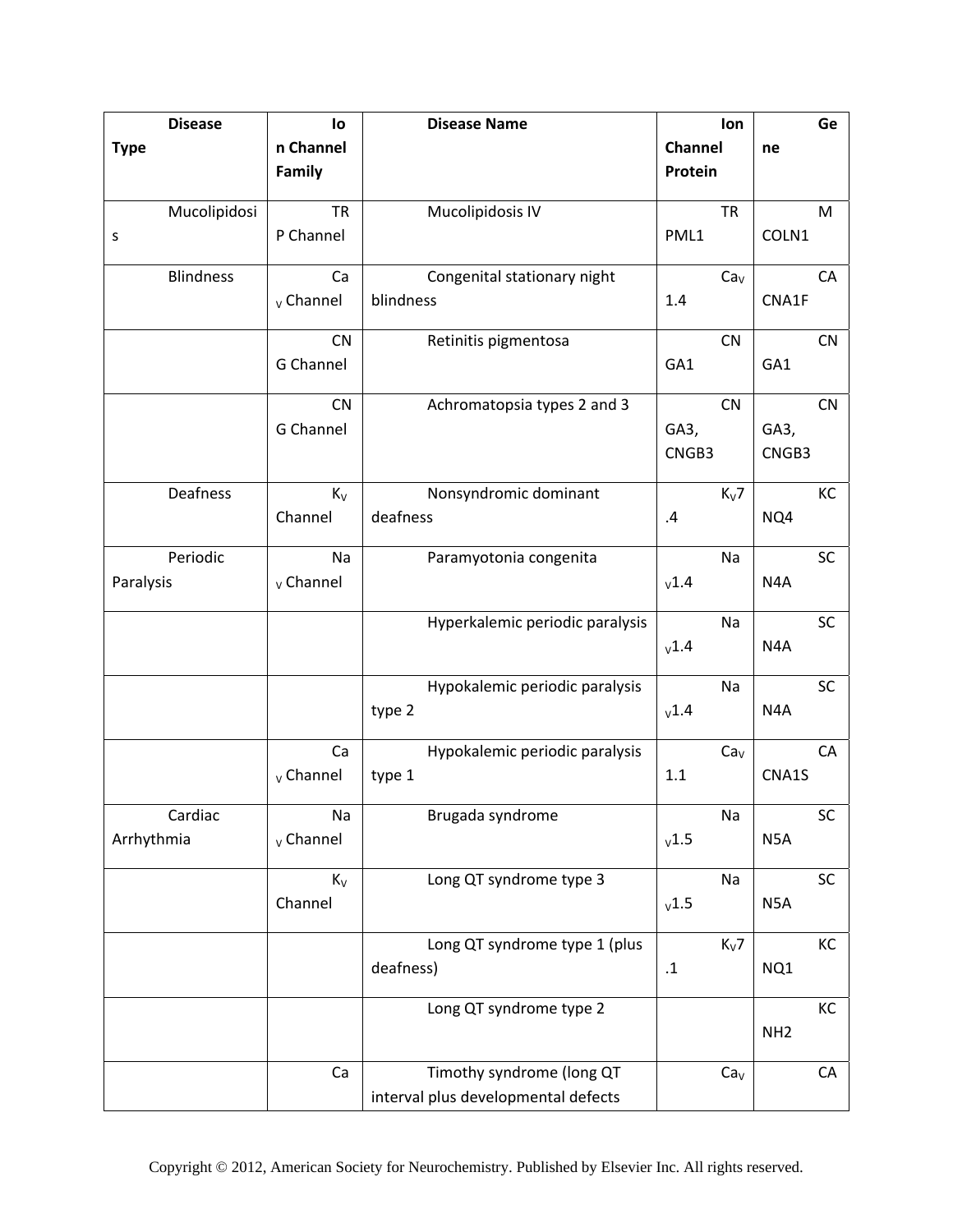| Disease Type | Ion Channel Family | Disease Name | Ion Channel Protein | Gene |
|---|---|---|---|---|
| Mucolipidosis | TRP Channel | Mucolipidosis IV | TRPML1 | MCOLN1 |
| Blindness | $Ca_V$ Channel | Congenital stationary night blindness | $Ca_V$1.4 | CACNA1F |
| | CNG Channel | Retinitis pigmentosa | CNGA1 | CNGA1 |
| | CNG Channel | Achromatopsia types 2 and 3 | CNGA3, CNGB3 | CNGA3, CNGB3 |
| Deafness | $K_V$ Channel | Nonsyndromic dominant deafness | $K_V$7.4 | KCNQ4 |
| Periodic Paralysis | $Na_V$ Channel | Paramyotonia congenita | $Na_V$1.4 | SCN4A |
| | | Hyperkalemic periodic paralysis | $Na_V$1.4 | SCN4A |
| | | Hypokalemic periodic paralysis type 2 | $Na_V$1.4 | SCN4A |
| | $Ca_V$ Channel | Hypokalemic periodic paralysis type 1 | $Ca_V$1.1 | CACNA1S |
| Cardiac Arrhythmia | $Na_V$ Channel | Brugada syndrome | $Na_V$1.5 | SCN5A |
| | $K_V$ Channel | Long QT syndrome type 3 | $Na_V$1.5 | SCN5A |
| | | Long QT syndrome type 1 (plus deafness) | $K_V$7.1 | KCNQ1 |
| | | Long QT syndrome type 2 | | KCNH2 |
| | Ca | Timothy syndrome (long QT interval plus developmental defects | $Ca_V$ | CA |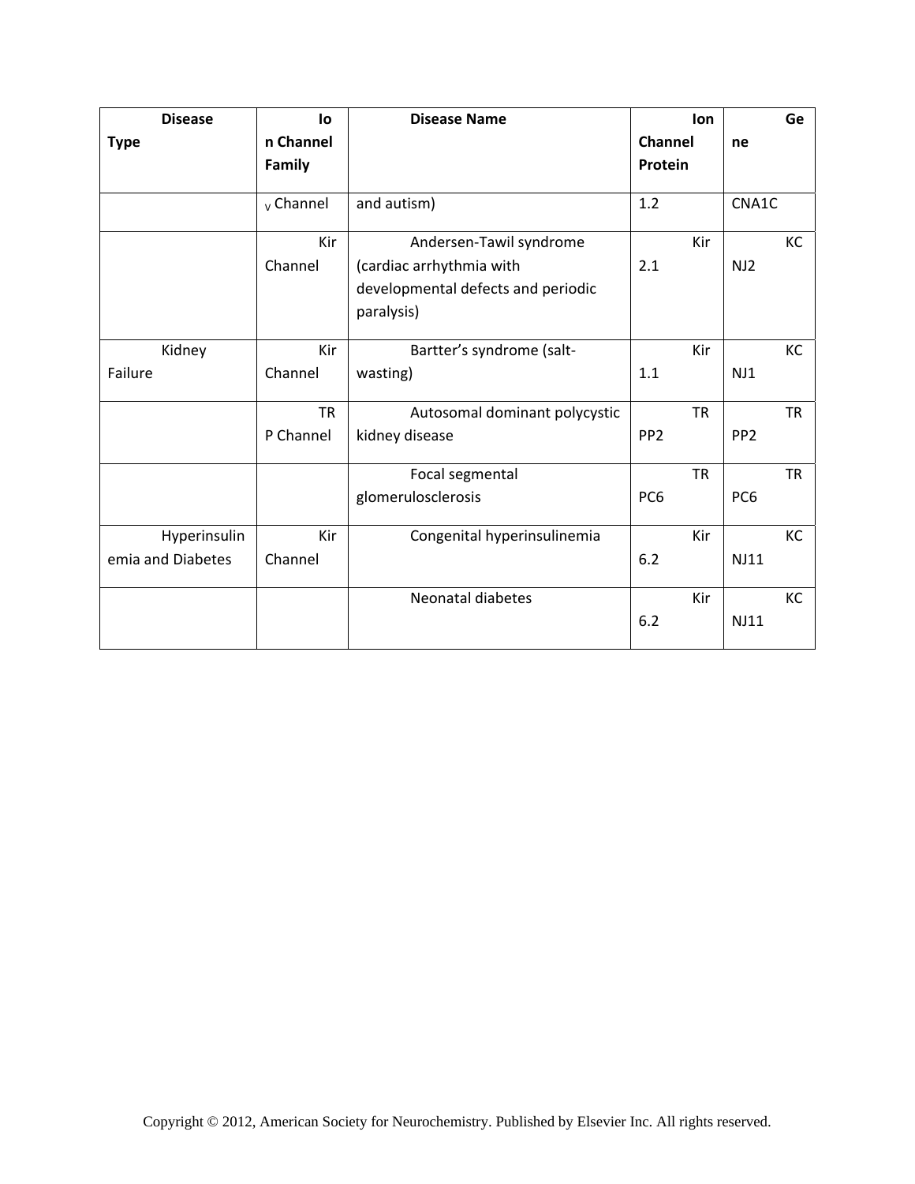| Disease Type | Ion Channel Family | Disease Name | Ion Channel Protein | Gene |
|---|---|---|---|---|
| | $_V$ Channel | and autism) | 1.2 | CNA1C |
| | Kir Channel | Andersen-Tawil syndrome (cardiac arrhythmia with developmental defects and periodic paralysis) | Kir 2.1 | KCNJ2 |
| Kidney Failure | Kir Channel | Bartter's syndrome (salt-wasting) | Kir 1.1 | KCNJ1 |
| | TRP Channel | Autosomal dominant polycystic kidney disease | TRPP2 | TRPP2 |
| | | Focal segmental glomerulosclerosis | TRPC6 | TRPC6 |
| Hyperinsulinemia and Diabetes | Kir Channel | Congenital hyperinsulinemia | Kir 6.2 | KCNJ11 |
| | | Neonatal diabetes | Kir 6.2 | KCNJ11 |

Copyright © 2012, American Society for Neurochemistry. Published by Elsevier Inc. All rights reserved.